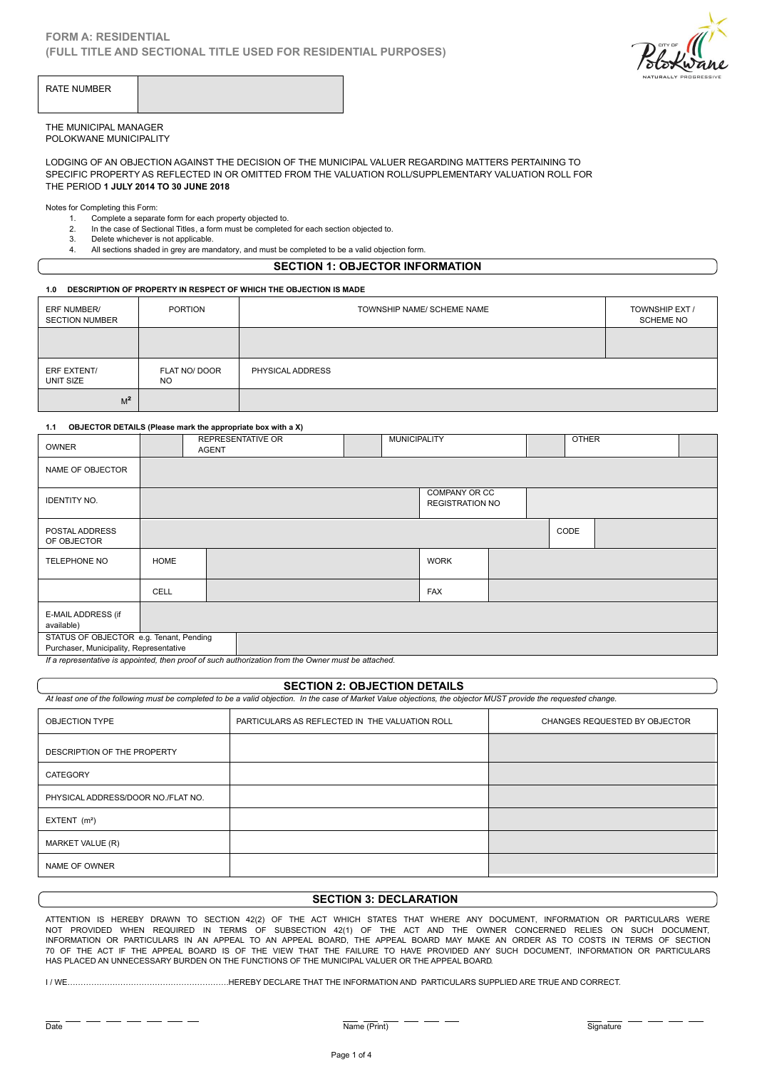**FORM A: RESIDENTIAL**
**(FULL TITLE AND SECTIONAL TITLE USED FOR RESIDENTIAL PURPOSES)**

| RATE NUMBER | |
|---|---|

THE MUNICIPAL MANAGER
POLOKWANE MUNICIPALITY

LODGING OF AN OBJECTION AGAINST THE DECISION OF THE MUNICIPAL VALUER REGARDING MATTERS PERTAINING TO SPECIFIC PROPERTY AS REFLECTED IN OR OMITTED FROM THE VALUATION ROLL/SUPPLEMENTARY VALUATION ROLL FOR THE PERIOD **1 JULY 2014 TO 30 JUNE 2018**

Notes for Completing this Form:

1. Complete a separate form for each property objected to.
2. In the case of Sectional Titles, a form must be completed for each section objected to.
3. Delete whichever is not applicable.
4. All sections shaded in grey are mandatory, and must be completed to be a valid objection form.

## SECTION 1: OBJECTOR INFORMATION

**1.0 DESCRIPTION OF PROPERTY IN RESPECT OF WHICH THE OBJECTION IS MADE**

| ERF NUMBER/ SECTION NUMBER | PORTION | TOWNSHIP NAME/ SCHEME NAME | TOWNSHIP EXT / SCHEME NO |
|---|---|---|---|
| | | | |
| ERF EXTENT/ UNIT SIZE | FLAT NO/ DOOR NO | PHYSICAL ADDRESS | |
| $M^2$ | | | |

**1.1 OBJECTOR DETAILS (Please mark the appropriate box with a X)**

| OWNER | | REPRESENTATIVE OR AGENT | | MUNICIPALITY | | OTHER | |
|---|---|---|---|---|---|---|---|
| NAME OF OBJECTOR | | | | | | | |
| IDENTITY NO. | | | | COMPANY OR CC REGISTRATION NO | | | |
| POSTAL ADDRESS OF OBJECTOR | | | | | | CODE | |
| TELEPHONE NO | HOME | | | WORK | | | |
| | CELL | | | FAX | | | |
| E-MAIL ADDRESS (if available) | | | | | | | |
| STATUS OF OBJECTOR e.g. Tenant, Pending Purchaser, Municipality, Representative | | | | | | | |

*If a representative is appointed, then proof of such authorization from the Owner must be attached.*

## SECTION 2: OBJECTION DETAILS

*At least one of the following must be completed to be a valid objection. In the case of Market Value objections, the objector MUST provide the requested change.*

| OBJECTION TYPE | PARTICULARS AS REFLECTED IN THE VALUATION ROLL | CHANGES REQUESTED BY OBJECTOR |
|---|---|---|
| DESCRIPTION OF THE PROPERTY | | |
| CATEGORY | | |
| PHYSICAL ADDRESS/DOOR NO./FLAT NO. | | |
| EXTENT ($m^2$) | | |
| MARKET VALUE (R) | | |
| NAME OF OWNER | | |

## SECTION 3: DECLARATION

ATTENTION IS HEREBY DRAWN TO SECTION 42(2) OF THE ACT WHICH STATES THAT WHERE ANY DOCUMENT, INFORMATION OR PARTICULARS WERE NOT PROVIDED WHEN REQUIRED IN TERMS OF SUBSECTION 42(1) OF THE ACT AND THE OWNER CONCERNED RELIES ON SUCH DOCUMENT, INFORMATION OR PARTICULARS IN AN APPEAL TO AN APPEAL BOARD, THE APPEAL BOARD MAY MAKE AN ORDER AS TO COSTS IN TERMS OF SECTION 70 OF THE ACT IF THE APPEAL BOARD IS OF THE VIEW THAT THE FAILURE TO HAVE PROVIDED ANY SUCH DOCUMENT, INFORMATION OR PARTICULARS HAS PLACED AN UNNECESSARY BURDEN ON THE FUNCTIONS OF THE MUNICIPAL VALUER OR THE APPEAL BOARD.

I / WE……………………………………………………HEREBY DECLARE THAT THE INFORMATION AND PARTICULARS SUPPLIED ARE TRUE AND CORRECT.

Date &nbsp;&nbsp;&nbsp;&nbsp;&nbsp;&nbsp;&nbsp;&nbsp;&nbsp;&nbsp;&nbsp;&nbsp;&nbsp;&nbsp;&nbsp;&nbsp;&nbsp;&nbsp;&nbsp;&nbsp; Name (Print) &nbsp;&nbsp;&nbsp;&nbsp;&nbsp;&nbsp;&nbsp;&nbsp;&nbsp;&nbsp;&nbsp;&nbsp;&nbsp;&nbsp;&nbsp;&nbsp;&nbsp;&nbsp;&nbsp;&nbsp; Signature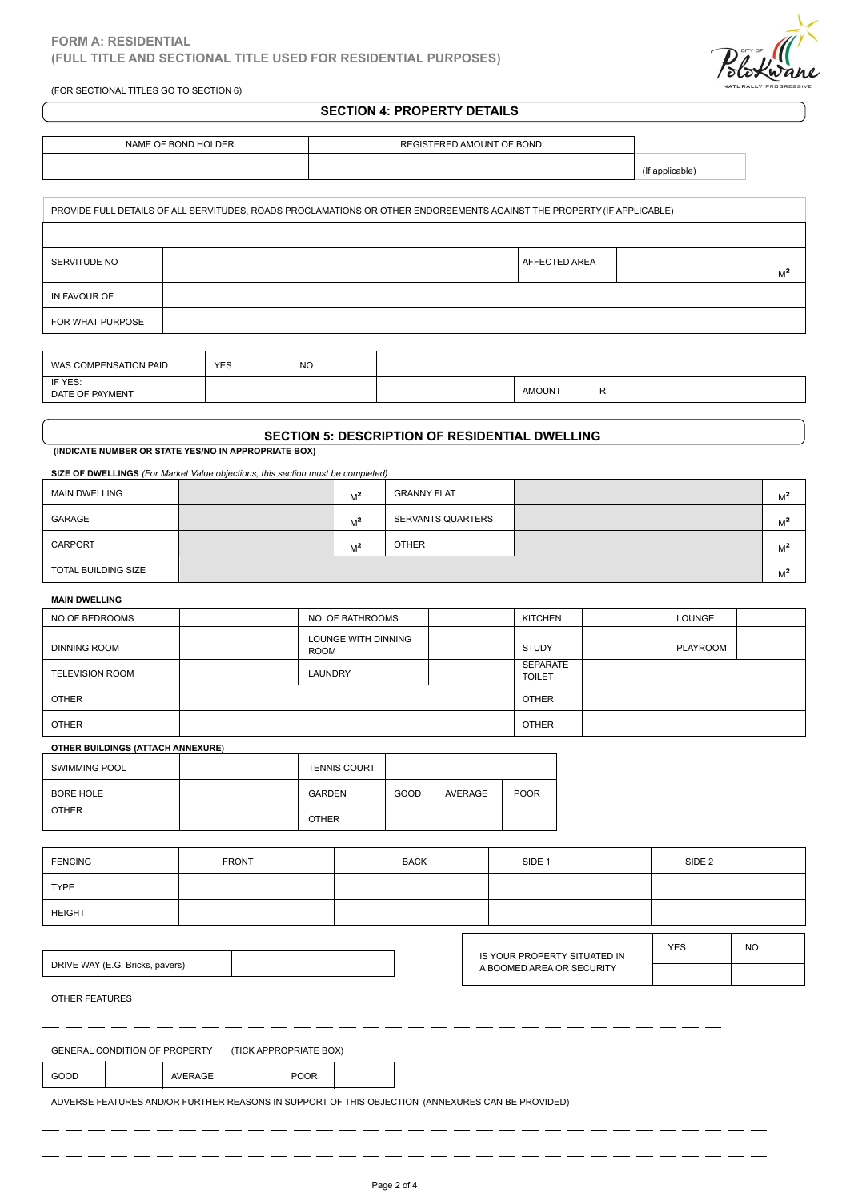**FORM A: RESIDENTIAL**
**(FULL TITLE AND SECTIONAL TITLE USED FOR RESIDENTIAL PURPOSES)**

(FOR SECTIONAL TITLES GO TO SECTION 6)

## SECTION 4: PROPERTY DETAILS

| NAME OF BOND HOLDER | REGISTERED AMOUNT OF BOND | |
|---|---|---|
| | | (If applicable) |

PROVIDE FULL DETAILS OF ALL SERVITUDES, ROADS PROCLAMATIONS OR OTHER ENDORSEMENTS AGAINST THE PROPERTY (IF APPLICABLE)

| | | | |
|---|---|---|---|
| SERVITUDE NO | | AFFECTED AREA | $M^2$ |
| IN FAVOUR OF | | | |
| FOR WHAT PURPOSE | | | |

| WAS COMPENSATION PAID | YES | NO | | |
|---|---|---|---|---|
| IF YES: DATE OF PAYMENT | | | AMOUNT | R |

## SECTION 5: DESCRIPTION OF RESIDENTIAL DWELLING

**(INDICATE NUMBER OR STATE YES/NO IN APPROPRIATE BOX)**

**SIZE OF DWELLINGS** *(For Market Value objections, this section must be completed)*

| | | | | | |
|---|---|---|---|---|---|
| MAIN DWELLING | | $M^2$ | GRANNY FLAT | | $M^2$ |
| GARAGE | | $M^2$ | SERVANTS QUARTERS | | $M^2$ |
| CARPORT | | $M^2$ | OTHER | | $M^2$ |
| TOTAL BUILDING SIZE | | | | | $M^2$ |

**MAIN DWELLING**

| | | | | | | | |
|---|---|---|---|---|---|---|---|
| NO.OF BEDROOMS | | NO. OF BATHROOMS | | KITCHEN | | LOUNGE | |
| DINNING ROOM | | LOUNGE WITH DINNING ROOM | | STUDY | | PLAYROOM | |
| TELEVISION ROOM | | LAUNDRY | | SEPARATE TOILET | | | |
| OTHER | | | | OTHER | | | |
| OTHER | | | | OTHER | | | |

**OTHER BUILDINGS (ATTACH ANNEXURE)**

| | | | | | |
|---|---|---|---|---|---|
| SWIMMING POOL | | TENNIS COURT | | | |
| BORE HOLE | | GARDEN | GOOD | AVERAGE | POOR |
| OTHER | | OTHER | | | |

| FENCING | FRONT | BACK | SIDE 1 | SIDE 2 |
|---|---|---|---|---|
| TYPE | | | | |
| HEIGHT | | | | |

| DRIVE WAY (E.G. Bricks, pavers) | |
|---|---|

| IS YOUR PROPERTY SITUATED IN A BOOMED AREA OR SECURITY | YES | NO |
|---|---|---|
| | | |

OTHER FEATURES

___________________________________________________________________________

GENERAL CONDITION OF PROPERTY (TICK APPROPRIATE BOX)

| GOOD | | AVERAGE | | POOR | |
|---|---|---|---|---|---|

ADVERSE FEATURES AND/OR FURTHER REASONS IN SUPPORT OF THIS OBJECTION (ANNEXURES CAN BE PROVIDED)

___________________________________________________________________________

___________________________________________________________________________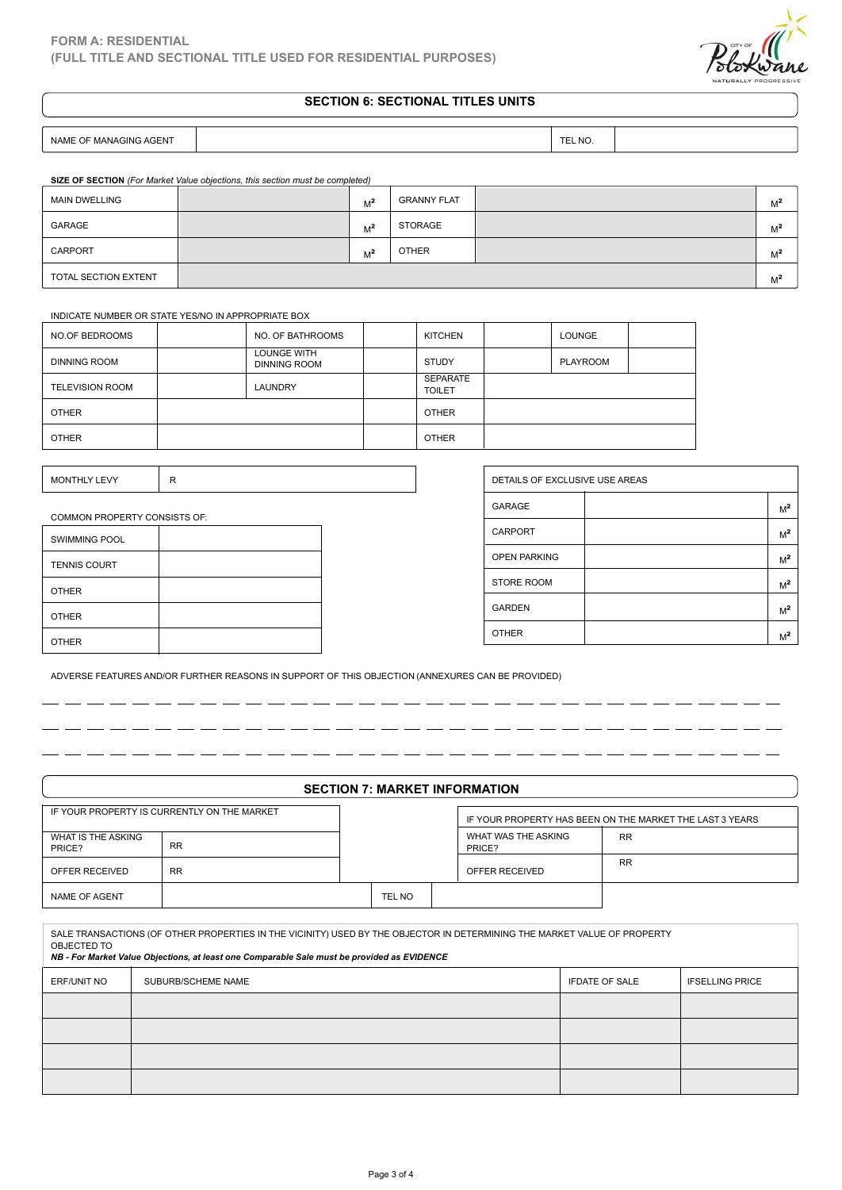**FORM A: RESIDENTIAL**
**(FULL TITLE AND SECTIONAL TITLE USED FOR RESIDENTIAL PURPOSES)**

## SECTION 6: SECTIONAL TITLES UNITS

| NAME OF MANAGING AGENT | | TEL NO. | |
|---|---|---|---|

**SIZE OF SECTION** *(For Market Value objections, this section must be completed)*

| | | | | | |
|---|---|---|---|---|---|
| MAIN DWELLING | | $M^2$ | GRANNY FLAT | | $M^2$ |
| GARAGE | | $M^2$ | STORAGE | | $M^2$ |
| CARPORT | | $M^2$ | OTHER | | $M^2$ |
| TOTAL SECTION EXTENT | | | | | $M^2$ |

INDICATE NUMBER OR STATE YES/NO IN APPROPRIATE BOX

| | | | | | | | |
|---|---|---|---|---|---|---|---|
| NO.OF BEDROOMS | | NO. OF BATHROOMS | | KITCHEN | | LOUNGE | |
| DINNING ROOM | | LOUNGE WITH DINNING ROOM | | STUDY | | PLAYROOM | |
| TELEVISION ROOM | | LAUNDRY | | SEPARATE TOILET | | | |
| OTHER | | | | OTHER | | | |
| OTHER | | | | OTHER | | | |

| MONTHLY LEVY | R |
|---|---|

COMMON PROPERTY CONSISTS OF:

| | |
|---|---|
| SWIMMING POOL | |
| TENNIS COURT | |
| OTHER | |
| OTHER | |
| OTHER | |

| DETAILS OF EXCLUSIVE USE AREAS | | |
|---|---|---|
| GARAGE | | $M^2$ |
| CARPORT | | $M^2$ |
| OPEN PARKING | | $M^2$ |
| STORE ROOM | | $M^2$ |
| GARDEN | | $M^2$ |
| OTHER | | $M^2$ |

ADVERSE FEATURES AND/OR FURTHER REASONS IN SUPPORT OF THIS OBJECTION (ANNEXURES CAN BE PROVIDED)

_______________________________________________________________________________

_______________________________________________________________________________

_______________________________________________________________________________

## SECTION 7: MARKET INFORMATION

| IF YOUR PROPERTY IS CURRENTLY ON THE MARKET | |
|---|---|
| WHAT IS THE ASKING PRICE? | RR |
| OFFER RECEIVED | RR |

| IF YOUR PROPERTY HAS BEEN ON THE MARKET THE LAST 3 YEARS | |
|---|---|
| WHAT WAS THE ASKING PRICE? | RR |
| OFFER RECEIVED | RR |

| NAME OF AGENT | | TEL NO | |
|---|---|---|---|

SALE TRANSACTIONS (OF OTHER PROPERTIES IN THE VICINITY) USED BY THE OBJECTOR IN DETERMINING THE MARKET VALUE OF PROPERTY OBJECTED TO
***NB - For Market Value Objections, at least one Comparable Sale must be provided as EVIDENCE***

| ERF/UNIT NO | SUBURB/SCHEME NAME | IFDATE OF SALE | IFSELLING PRICE |
|---|---|---|---|
| | | | |
| | | | |
| | | | |
| | | | |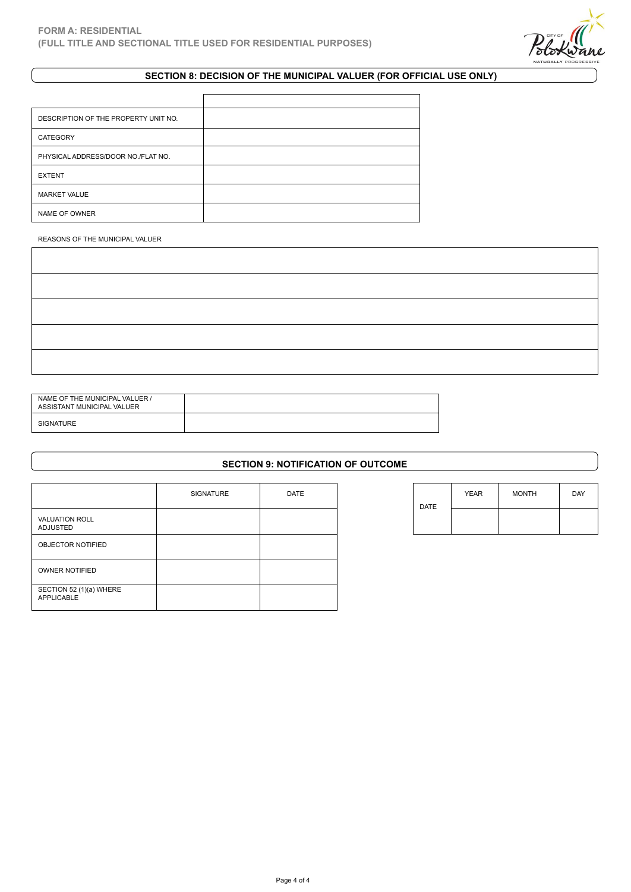FORM A: RESIDENTIAL
(FULL TITLE AND SECTIONAL TITLE USED FOR RESIDENTIAL PURPOSES)

## SECTION 8: DECISION OF THE MUNICIPAL VALUER (FOR OFFICIAL USE ONLY)

| | |
|---|---|
| DESCRIPTION OF THE PROPERTY UNIT NO. | |
| CATEGORY | |
| PHYSICAL ADDRESS/DOOR NO./FLAT NO. | |
| EXTENT | |
| MARKET VALUE | |
| NAME OF OWNER | |

REASONS OF THE MUNICIPAL VALUER

| |
|---|
| |
| |
| |
| |
| |

| | |
|---|---|
| NAME OF THE MUNICIPAL VALUER / ASSISTANT MUNICIPAL VALUER | |
| SIGNATURE | |

## SECTION 9: NOTIFICATION OF OUTCOME

| | SIGNATURE | DATE |
|---|---|---|
| VALUATION ROLL ADJUSTED | | |
| OBJECTOR NOTIFIED | | |
| OWNER NOTIFIED | | |
| SECTION 52 (1)(a) WHERE APPLICABLE | | |

| DATE | YEAR | MONTH | DAY |
|---|---|---|---|
| | | | |